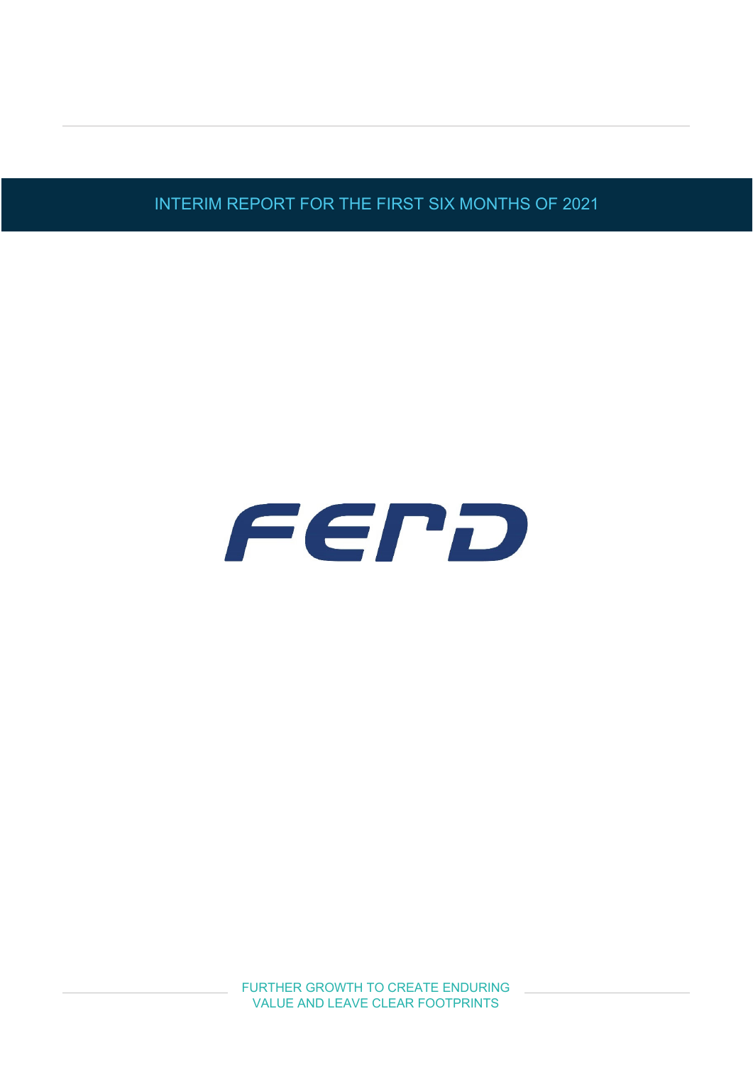# INTERIM REPORT FOR THE FIRST SIX MONTHS OF 2021

FERD

FURTHER GROWTH TO CREATE ENDURING VALUE AND LEAVE CLEAR FOOTPRINTS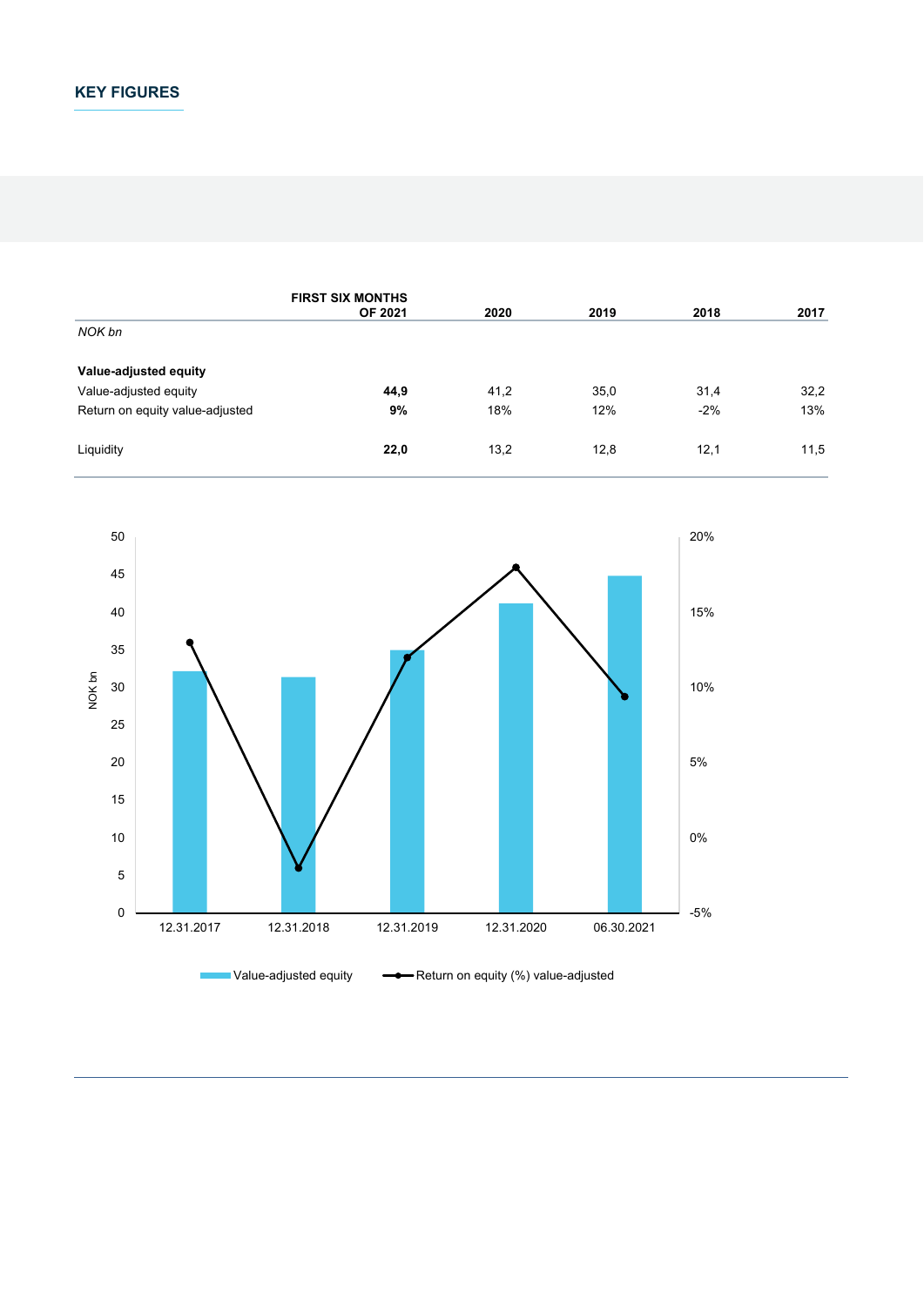## KEY FIGURES

| | FIRST SIX MONTHS OF 2021 | 2020 | 2019 | 2018 | 2017 |
|---|---|---|---|---|---|
| *NOK bn* | | | | | |
| **Value-adjusted equity** | | | | | |
| Value-adjusted equity | **44,9** | 41,2 | 35,0 | 31,4 | 32,2 |
| Return on equity value-adjusted | **9%** | 18% | 12% | -2% | 13% |
| Liquidity | **22,0** | 13,2 | 12,8 | 12,1 | 11,5 |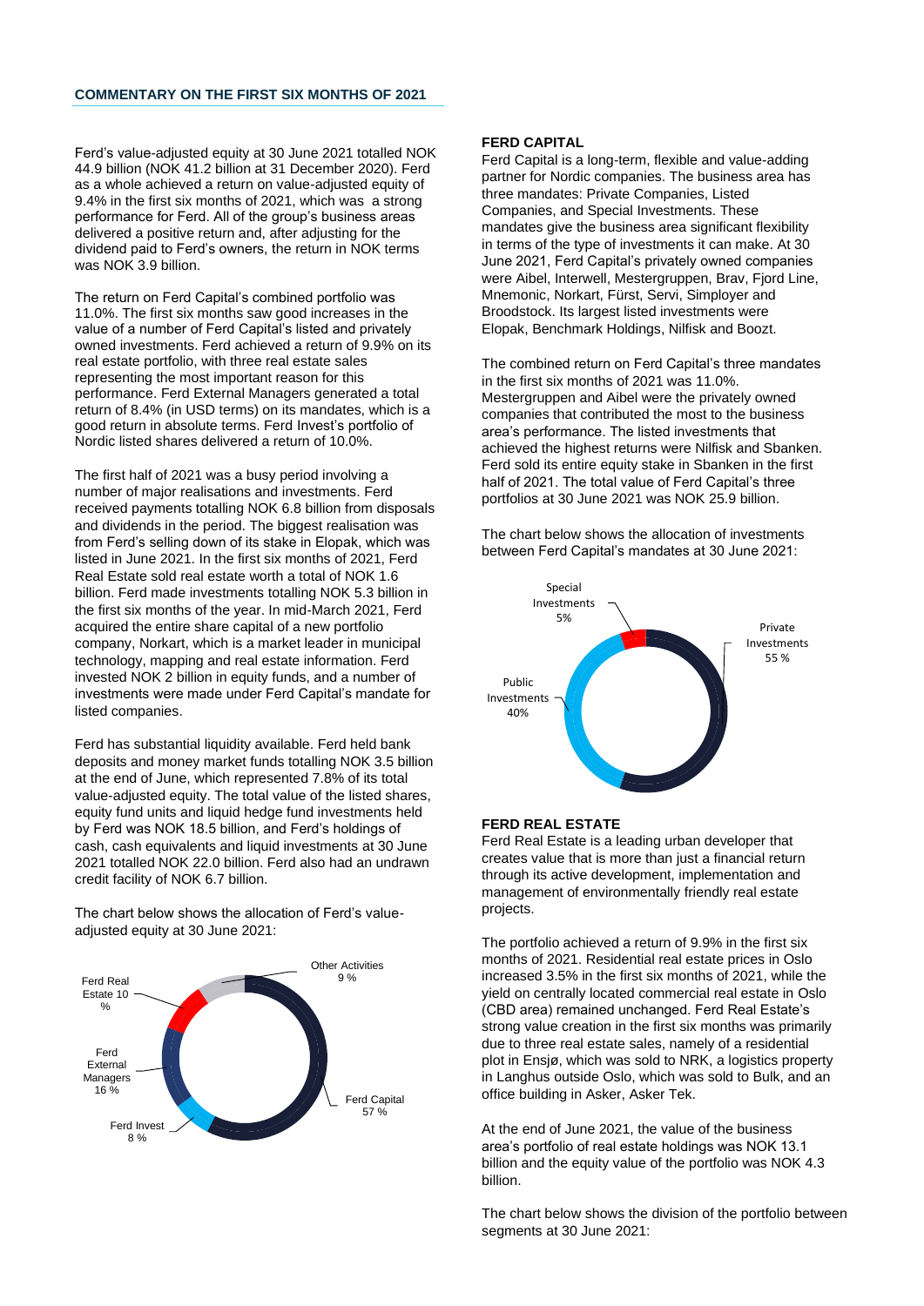## COMMENTARY ON THE FIRST SIX MONTHS OF 2021

Ferd's value-adjusted equity at 30 June 2021 totalled NOK 44.9 billion (NOK 41.2 billion at 31 December 2020). Ferd as a whole achieved a return on value-adjusted equity of 9.4% in the first six months of 2021, which was a strong performance for Ferd. All of the group's business areas delivered a positive return and, after adjusting for the dividend paid to Ferd's owners, the return in NOK terms was NOK 3.9 billion.

The return on Ferd Capital's combined portfolio was 11.0%. The first six months saw good increases in the value of a number of Ferd Capital's listed and privately owned investments. Ferd achieved a return of 9.9% on its real estate portfolio, with three real estate sales representing the most important reason for this performance. Ferd External Managers generated a total return of 8.4% (in USD terms) on its mandates, which is a good return in absolute terms. Ferd Invest's portfolio of Nordic listed shares delivered a return of 10.0%.

The first half of 2021 was a busy period involving a number of major realisations and investments. Ferd received payments totalling NOK 6.8 billion from disposals and dividends in the period. The biggest realisation was from Ferd's selling down of its stake in Elopak, which was listed in June 2021. In the first six months of 2021, Ferd Real Estate sold real estate worth a total of NOK 1.6 billion. Ferd made investments totalling NOK 5.3 billion in the first six months of the year. In mid-March 2021, Ferd acquired the entire share capital of a new portfolio company, Norkart, which is a market leader in municipal technology, mapping and real estate information. Ferd invested NOK 2 billion in equity funds, and a number of investments were made under Ferd Capital's mandate for listed companies.

Ferd has substantial liquidity available. Ferd held bank deposits and money market funds totalling NOK 3.5 billion at the end of June, which represented 7.8% of its total value-adjusted equity. The total value of the listed shares, equity fund units and liquid hedge fund investments held by Ferd was NOK 18.5 billion, and Ferd's holdings of cash, cash equivalents and liquid investments at 30 June 2021 totalled NOK 22.0 billion. Ferd also had an undrawn credit facility of NOK 6.7 billion.

The chart below shows the allocation of Ferd's value-adjusted equity at 30 June 2021:

- Ferd Capital 57 %
- Ferd External Managers 16 %
- Ferd Real Estate 10 %
- Other Activities 9 %
- Ferd Invest 8 %

### FERD CAPITAL

Ferd Capital is a long-term, flexible and value-adding partner for Nordic companies. The business area has three mandates: Private Companies, Listed Companies, and Special Investments. These mandates give the business area significant flexibility in terms of the type of investments it can make. At 30 June 2021, Ferd Capital's privately owned companies were Aibel, Interwell, Mestergruppen, Brav, Fjord Line, Mnemonic, Norkart, Fürst, Servi, Simployer and Broodstock. Its largest listed investments were Elopak, Benchmark Holdings, Nilfisk and Boozt.

The combined return on Ferd Capital's three mandates in the first six months of 2021 was 11.0%. Mestergruppen and Aibel were the privately owned companies that contributed the most to the business area's performance. The listed investments that achieved the highest returns were Nilfisk and Sbanken. Ferd sold its entire equity stake in Sbanken in the first half of 2021. The total value of Ferd Capital's three portfolios at 30 June 2021 was NOK 25.9 billion.

The chart below shows the allocation of investments between Ferd Capital's mandates at 30 June 2021:

- Private Investments 55 %
- Public Investments 40%
- Special Investments 5%

### FERD REAL ESTATE

Ferd Real Estate is a leading urban developer that creates value that is more than just a financial return through its active development, implementation and management of environmentally friendly real estate projects.

The portfolio achieved a return of 9.9% in the first six months of 2021. Residential real estate prices in Oslo increased 3.5% in the first six months of 2021, while the yield on centrally located commercial real estate in Oslo (CBD area) remained unchanged. Ferd Real Estate's strong value creation in the first six months was primarily due to three real estate sales, namely of a residential plot in Ensjø, which was sold to NRK, a logistics property in Langhus outside Oslo, which was sold to Bulk, and an office building in Asker, Asker Tek.

At the end of June 2021, the value of the business area's portfolio of real estate holdings was NOK 13.1 billion and the equity value of the portfolio was NOK 4.3 billion.

The chart below shows the division of the portfolio between segments at 30 June 2021: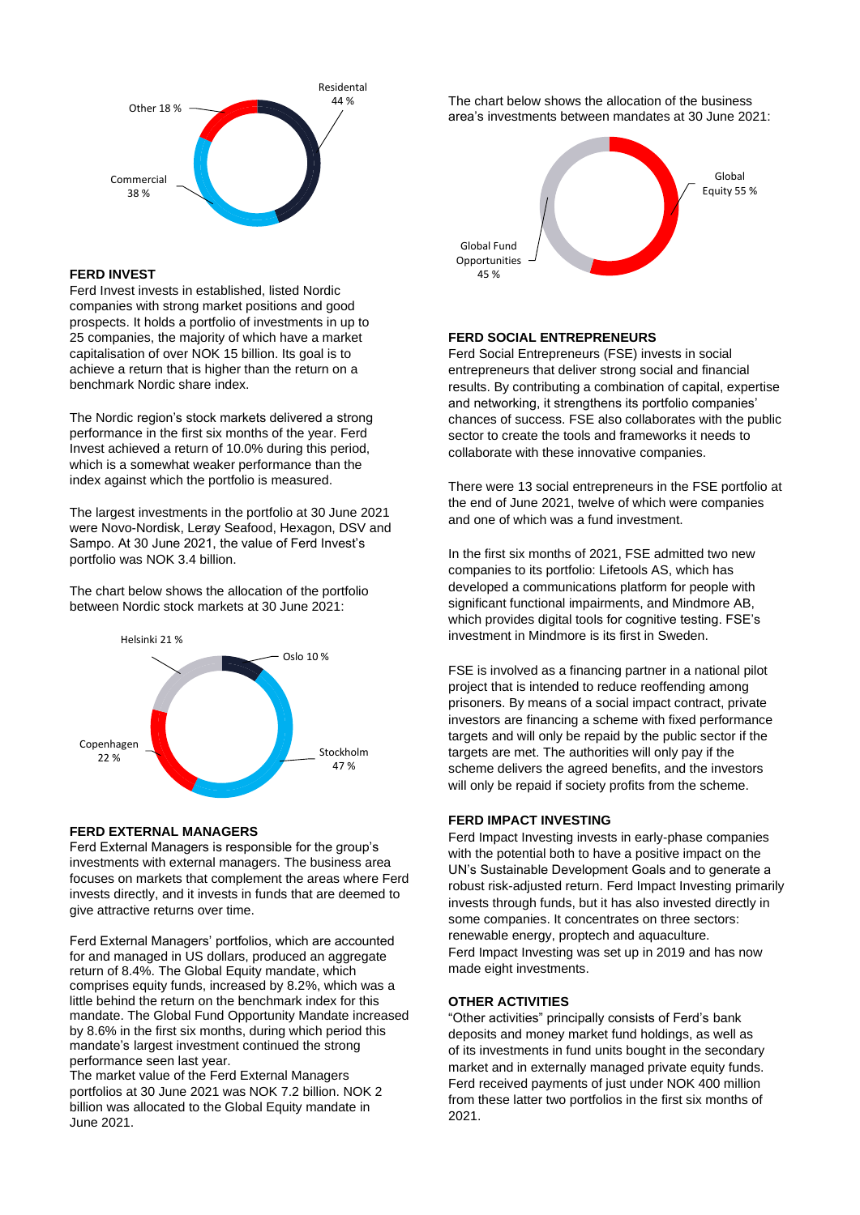Residential 44 %

Other 18 %

Commercial 38 %

## FERD INVEST

Ferd Invest invests in established, listed Nordic companies with strong market positions and good prospects. It holds a portfolio of investments in up to 25 companies, the majority of which have a market capitalisation of over NOK 15 billion. Its goal is to achieve a return that is higher than the return on a benchmark Nordic share index.

The Nordic region's stock markets delivered a strong performance in the first six months of the year. Ferd Invest achieved a return of 10.0% during this period, which is a somewhat weaker performance than the index against which the portfolio is measured.

The largest investments in the portfolio at 30 June 2021 were Novo-Nordisk, Lerøy Seafood, Hexagon, DSV and Sampo. At 30 June 2021, the value of Ferd Invest's portfolio was NOK 3.4 billion.

The chart below shows the allocation of the portfolio between Nordic stock markets at 30 June 2021:

Helsinki 21 %

Oslo 10 %

Copenhagen 22 %

Stockholm 47 %

## FERD EXTERNAL MANAGERS

Ferd External Managers is responsible for the group's investments with external managers. The business area focuses on markets that complement the areas where Ferd invests directly, and it invests in funds that are deemed to give attractive returns over time.

Ferd External Managers' portfolios, which are accounted for and managed in US dollars, produced an aggregate return of 8.4%. The Global Equity mandate, which comprises equity funds, increased by 8.2%, which was a little behind the return on the benchmark index for this mandate. The Global Fund Opportunity Mandate increased by 8.6% in the first six months, during which period this mandate's largest investment continued the strong performance seen last year.
The market value of the Ferd External Managers portfolios at 30 June 2021 was NOK 7.2 billion. NOK 2 billion was allocated to the Global Equity mandate in June 2021.

The chart below shows the allocation of the business area's investments between mandates at 30 June 2021:

Global Equity 55 %

Global Fund Opportunities 45 %

## FERD SOCIAL ENTREPRENEURS

Ferd Social Entrepreneurs (FSE) invests in social entrepreneurs that deliver strong social and financial results. By contributing a combination of capital, expertise and networking, it strengthens its portfolio companies' chances of success. FSE also collaborates with the public sector to create the tools and frameworks it needs to collaborate with these innovative companies.

There were 13 social entrepreneurs in the FSE portfolio at the end of June 2021, twelve of which were companies and one of which was a fund investment.

In the first six months of 2021, FSE admitted two new companies to its portfolio: Lifetools AS, which has developed a communications platform for people with significant functional impairments, and Mindmore AB, which provides digital tools for cognitive testing. FSE's investment in Mindmore is its first in Sweden.

FSE is involved as a financing partner in a national pilot project that is intended to reduce reoffending among prisoners. By means of a social impact contract, private investors are financing a scheme with fixed performance targets and will only be repaid by the public sector if the targets are met. The authorities will only pay if the scheme delivers the agreed benefits, and the investors will only be repaid if society profits from the scheme.

## FERD IMPACT INVESTING

Ferd Impact Investing invests in early-phase companies with the potential both to have a positive impact on the UN's Sustainable Development Goals and to generate a robust risk-adjusted return. Ferd Impact Investing primarily invests through funds, but it has also invested directly in some companies. It concentrates on three sectors: renewable energy, proptech and aquaculture.
Ferd Impact Investing was set up in 2019 and has now made eight investments.

## OTHER ACTIVITIES

"Other activities" principally consists of Ferd's bank deposits and money market fund holdings, as well as of its investments in fund units bought in the secondary market and in externally managed private equity funds. Ferd received payments of just under NOK 400 million from these latter two portfolios in the first six months of 2021.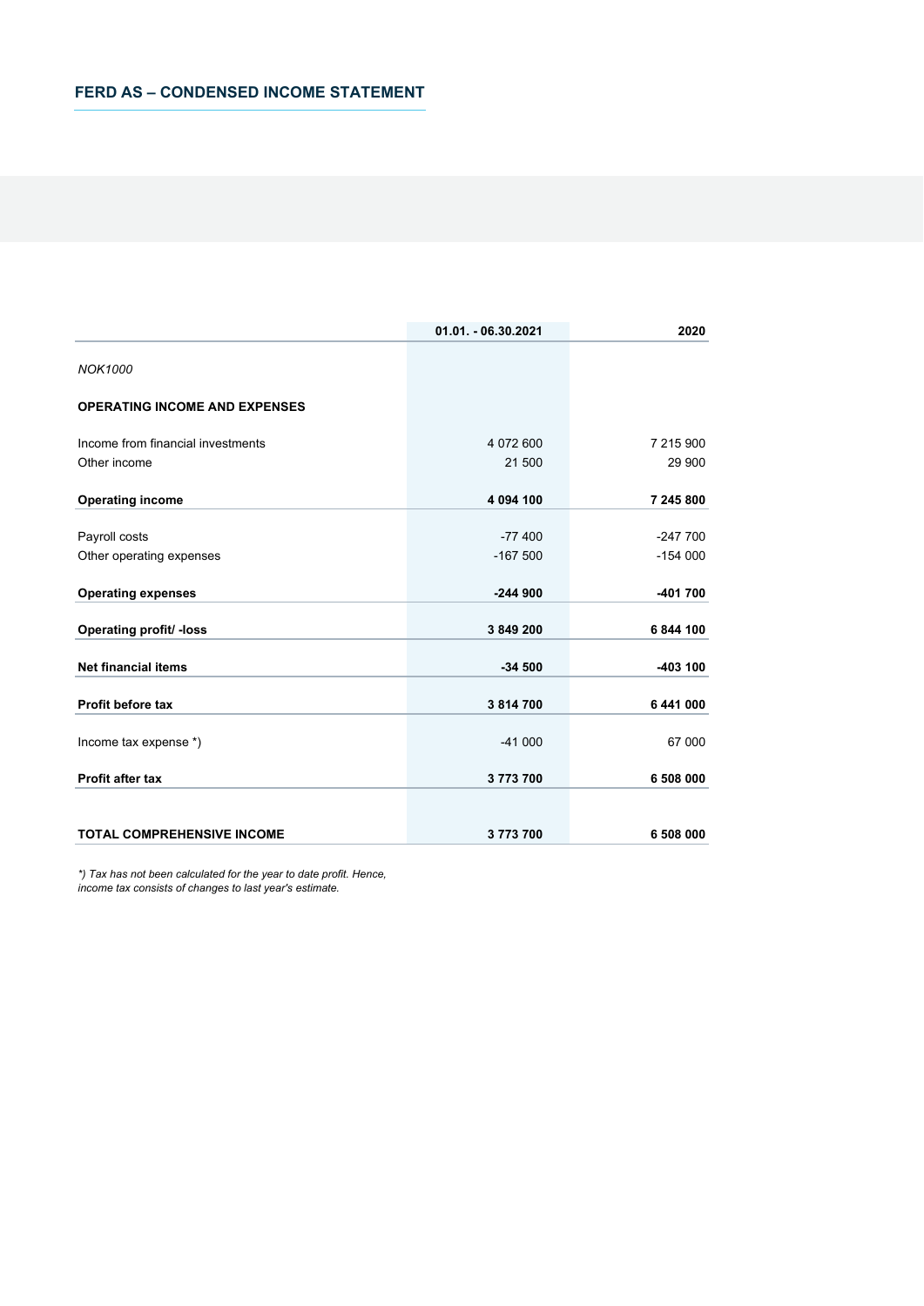## FERD AS – CONDENSED INCOME STATEMENT

| | 01.01. - 06.30.2021 | 2020 |
|---|---|---|
| *NOK1000* | | |
| **OPERATING INCOME AND EXPENSES** | | |
| Income from financial investments | 4 072 600 | 7 215 900 |
| Other income | 21 500 | 29 900 |
| **Operating income** | **4 094 100** | **7 245 800** |
| Payroll costs | -77 400 | -247 700 |
| Other operating expenses | -167 500 | -154 000 |
| **Operating expenses** | **-244 900** | **-401 700** |
| **Operating profit/ -loss** | **3 849 200** | **6 844 100** |
| **Net financial items** | **-34 500** | **-403 100** |
| **Profit before tax** | **3 814 700** | **6 441 000** |
| Income tax expense *) | -41 000 | 67 000 |
| **Profit after tax** | **3 773 700** | **6 508 000** |
| **TOTAL COMPREHENSIVE INCOME** | **3 773 700** | **6 508 000** |

*\*) Tax has not been calculated for the year to date profit. Hence, income tax consists of changes to last year's estimate.*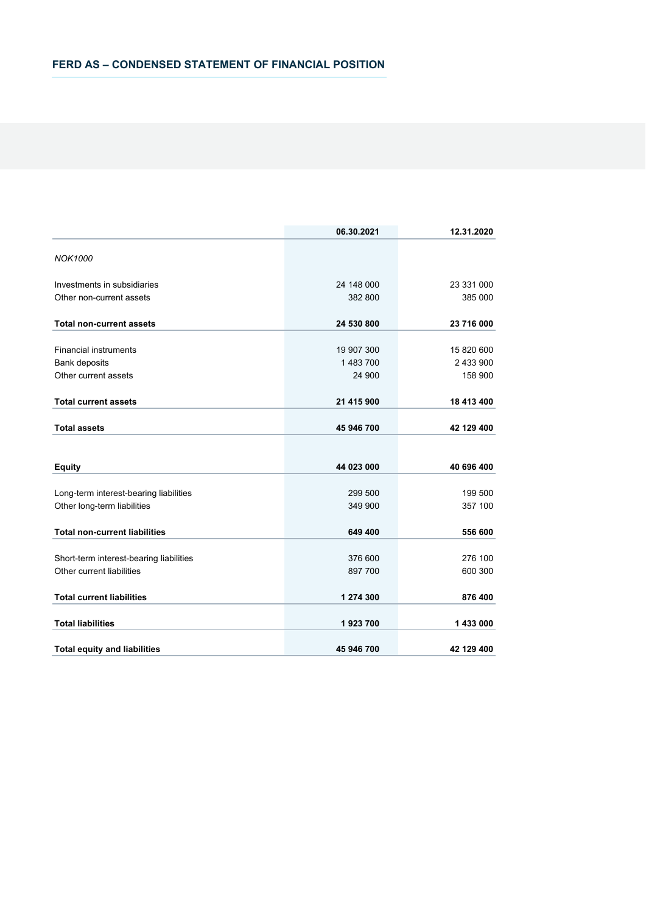## FERD AS – CONDENSED STATEMENT OF FINANCIAL POSITION

| | 06.30.2021 | 12.31.2020 |
|---|---|---|
| *NOK1000* | | |
| Investments in subsidiaries | 24 148 000 | 23 331 000 |
| Other non-current assets | 382 800 | 385 000 |
| **Total non-current assets** | **24 530 800** | **23 716 000** |
| Financial instruments | 19 907 300 | 15 820 600 |
| Bank deposits | 1 483 700 | 2 433 900 |
| Other current assets | 24 900 | 158 900 |
| **Total current assets** | **21 415 900** | **18 413 400** |
| **Total assets** | **45 946 700** | **42 129 400** |
| **Equity** | **44 023 000** | **40 696 400** |
| Long-term interest-bearing liabilities | 299 500 | 199 500 |
| Other long-term liabilities | 349 900 | 357 100 |
| **Total non-current liabilities** | **649 400** | **556 600** |
| Short-term interest-bearing liabilities | 376 600 | 276 100 |
| Other current liabilities | 897 700 | 600 300 |
| **Total current liabilities** | **1 274 300** | **876 400** |
| **Total liabilities** | **1 923 700** | **1 433 000** |
| **Total equity and liabilities** | **45 946 700** | **42 129 400** |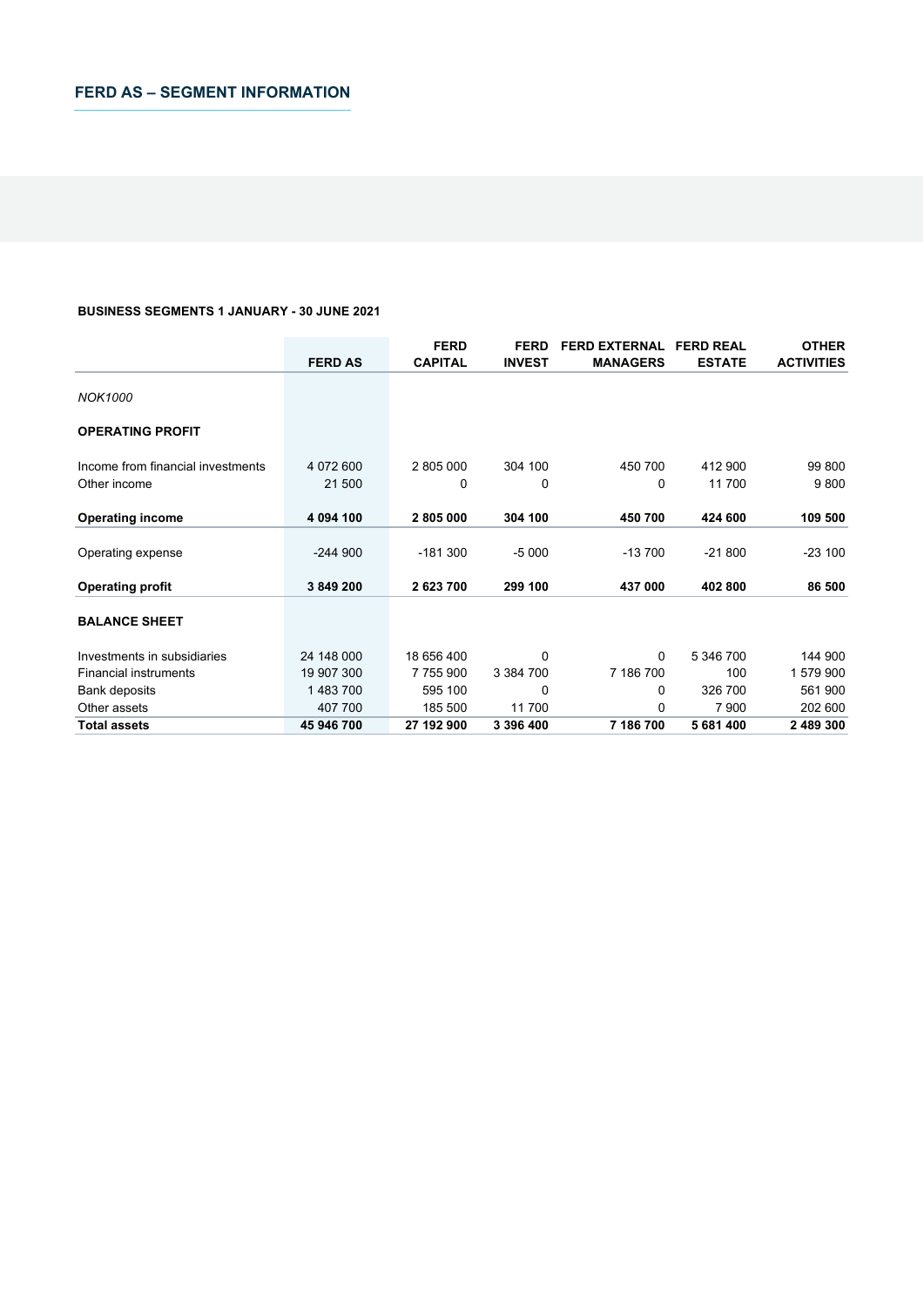## FERD AS – SEGMENT INFORMATION

**BUSINESS SEGMENTS 1 JANUARY - 30 JUNE 2021**

| | FERD AS | FERD CAPITAL | FERD INVEST | FERD EXTERNAL MANAGERS | FERD REAL ESTATE | OTHER ACTIVITIES |
|---|---|---|---|---|---|---|
| *NOK1000* | | | | | | |
| **OPERATING PROFIT** | | | | | | |
| Income from financial investments | 4 072 600 | 2 805 000 | 304 100 | 450 700 | 412 900 | 99 800 |
| Other income | 21 500 | 0 | 0 | 0 | 11 700 | 9 800 |
| **Operating income** | **4 094 100** | **2 805 000** | **304 100** | **450 700** | **424 600** | **109 500** |
| Operating expense | -244 900 | -181 300 | -5 000 | -13 700 | -21 800 | -23 100 |
| **Operating profit** | **3 849 200** | **2 623 700** | **299 100** | **437 000** | **402 800** | **86 500** |
| **BALANCE SHEET** | | | | | | |
| Investments in subsidiaries | 24 148 000 | 18 656 400 | 0 | 0 | 5 346 700 | 144 900 |
| Financial instruments | 19 907 300 | 7 755 900 | 3 384 700 | 7 186 700 | 100 | 1 579 900 |
| Bank deposits | 1 483 700 | 595 100 | 0 | 0 | 326 700 | 561 900 |
| Other assets | 407 700 | 185 500 | 11 700 | 0 | 7 900 | 202 600 |
| **Total assets** | **45 946 700** | **27 192 900** | **3 396 400** | **7 186 700** | **5 681 400** | **2 489 300** |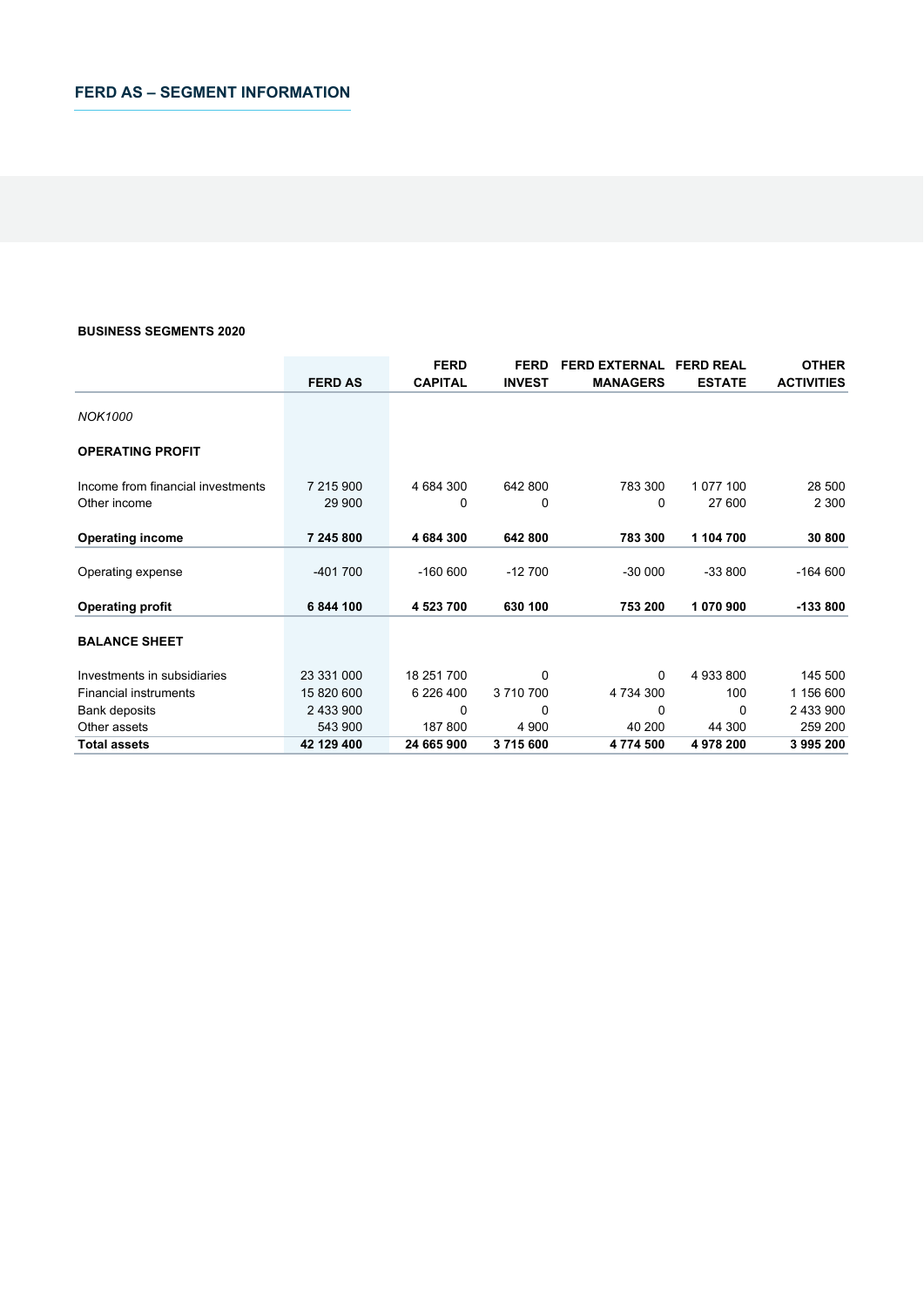## FERD AS – SEGMENT INFORMATION

**BUSINESS SEGMENTS 2020**

| | FERD AS | FERD CAPITAL | FERD INVEST | FERD EXTERNAL MANAGERS | FERD REAL ESTATE | OTHER ACTIVITIES |
|---|---|---|---|---|---|---|
| *NOK1000* | | | | | | |
| **OPERATING PROFIT** | | | | | | |
| Income from financial investments | 7 215 900 | 4 684 300 | 642 800 | 783 300 | 1 077 100 | 28 500 |
| Other income | 29 900 | 0 | 0 | 0 | 27 600 | 2 300 |
| **Operating income** | **7 245 800** | **4 684 300** | **642 800** | **783 300** | **1 104 700** | **30 800** |
| Operating expense | -401 700 | -160 600 | -12 700 | -30 000 | -33 800 | -164 600 |
| **Operating profit** | **6 844 100** | **4 523 700** | **630 100** | **753 200** | **1 070 900** | **-133 800** |
| **BALANCE SHEET** | | | | | | |
| Investments in subsidiaries | 23 331 000 | 18 251 700 | 0 | 0 | 4 933 800 | 145 500 |
| Financial instruments | 15 820 600 | 6 226 400 | 3 710 700 | 4 734 300 | 100 | 1 156 600 |
| Bank deposits | 2 433 900 | 0 | 0 | 0 | 0 | 2 433 900 |
| Other assets | 543 900 | 187 800 | 4 900 | 40 200 | 44 300 | 259 200 |
| **Total assets** | **42 129 400** | **24 665 900** | **3 715 600** | **4 774 500** | **4 978 200** | **3 995 200** |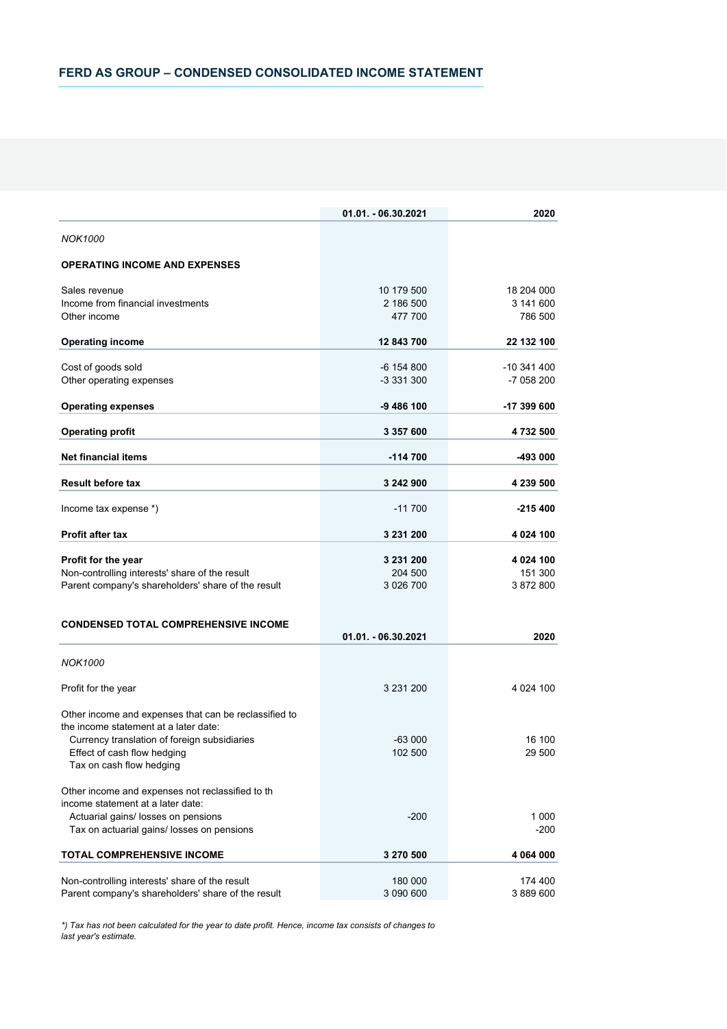## FERD AS GROUP – CONDENSED CONSOLIDATED INCOME STATEMENT

| | 01.01. - 06.30.2021 | 2020 |
|---|---|---|
| *NOK1000* | | |
| **OPERATING INCOME AND EXPENSES** | | |
| Sales revenue | 10 179 500 | 18 204 000 |
| Income from financial investments | 2 186 500 | 3 141 600 |
| Other income | 477 700 | 786 500 |
| **Operating income** | **12 843 700** | **22 132 100** |
| Cost of goods sold | -6 154 800 | -10 341 400 |
| Other operating expenses | -3 331 300 | -7 058 200 |
| **Operating expenses** | **-9 486 100** | **-17 399 600** |
| **Operating profit** | **3 357 600** | **4 732 500** |
| **Net financial items** | **-114 700** | **-493 000** |
| **Result before tax** | **3 242 900** | **4 239 500** |
| Income tax expense *) | -11 700 | **-215 400** |
| **Profit after tax** | **3 231 200** | **4 024 100** |
| **Profit for the year** | **3 231 200** | **4 024 100** |
| Non-controlling interests' share of the result | 204 500 | 151 300 |
| Parent company's shareholders' share of the result | 3 026 700 | 3 872 800 |

| **CONDENSED TOTAL COMPREHENSIVE INCOME** | 01.01. - 06.30.2021 | 2020 |
|---|---|---|
| *NOK1000* | | |
| Profit for the year | 3 231 200 | 4 024 100 |
| Other income and expenses that can be reclassified to the income statement at a later date: | | |
| Currency translation of foreign subsidiaries | -63 000 | 16 100 |
| Effect of cash flow hedging | 102 500 | 29 500 |
| Tax on cash flow hedging | | |
| Other income and expenses not reclassified to th income statement at a later date: | | |
| Actuarial gains/ losses on pensions | -200 | 1 000 |
| Tax on actuarial gains/ losses on pensions | | -200 |
| **TOTAL COMPREHENSIVE INCOME** | **3 270 500** | **4 064 000** |
| Non-controlling interests' share of the result | 180 000 | 174 400 |
| Parent company's shareholders' share of the result | 3 090 600 | 3 889 600 |

*\*) Tax has not been calculated for the year to date profit. Hence, income tax consists of changes to last year's estimate.*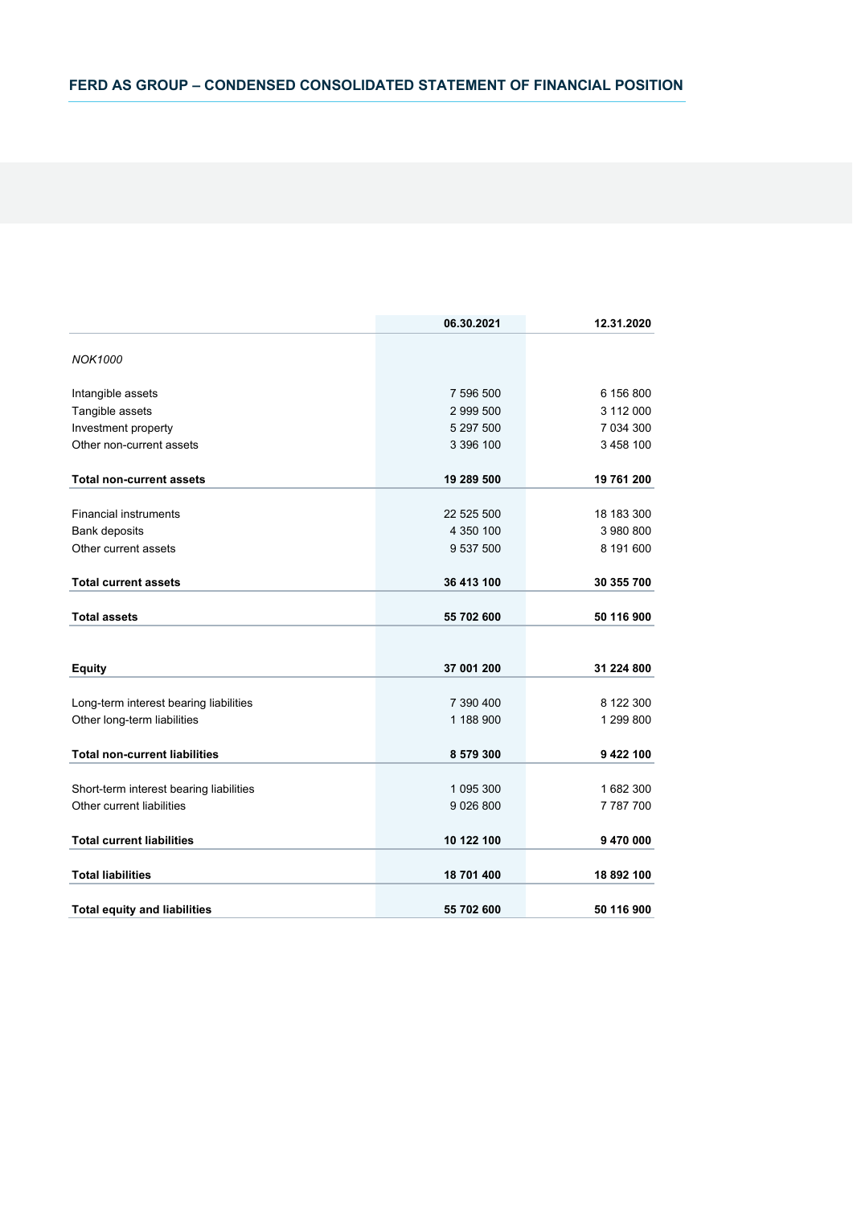## FERD AS GROUP – CONDENSED CONSOLIDATED STATEMENT OF FINANCIAL POSITION

| | 06.30.2021 | 12.31.2020 |
|---|---|---|
| *NOK1000* | | |
| Intangible assets | 7 596 500 | 6 156 800 |
| Tangible assets | 2 999 500 | 3 112 000 |
| Investment property | 5 297 500 | 7 034 300 |
| Other non-current assets | 3 396 100 | 3 458 100 |
| **Total non-current assets** | **19 289 500** | **19 761 200** |
| Financial instruments | 22 525 500 | 18 183 300 |
| Bank deposits | 4 350 100 | 3 980 800 |
| Other current assets | 9 537 500 | 8 191 600 |
| **Total current assets** | **36 413 100** | **30 355 700** |
| **Total assets** | **55 702 600** | **50 116 900** |
| **Equity** | **37 001 200** | **31 224 800** |
| Long-term interest bearing liabilities | 7 390 400 | 8 122 300 |
| Other long-term liabilities | 1 188 900 | 1 299 800 |
| **Total non-current liabilities** | **8 579 300** | **9 422 100** |
| Short-term interest bearing liabilities | 1 095 300 | 1 682 300 |
| Other current liabilities | 9 026 800 | 7 787 700 |
| **Total current liabilities** | **10 122 100** | **9 470 000** |
| **Total liabilities** | **18 701 400** | **18 892 100** |
| **Total equity and liabilities** | **55 702 600** | **50 116 900** |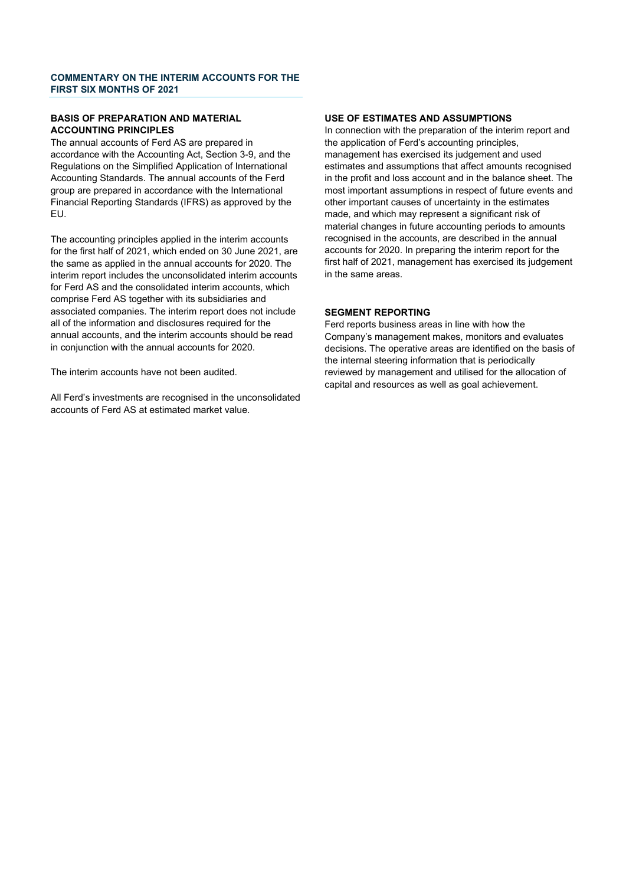## COMMENTARY ON THE INTERIM ACCOUNTS FOR THE FIRST SIX MONTHS OF 2021

### BASIS OF PREPARATION AND MATERIAL ACCOUNTING PRINCIPLES

The annual accounts of Ferd AS are prepared in accordance with the Accounting Act, Section 3-9, and the Regulations on the Simplified Application of International Accounting Standards. The annual accounts of the Ferd group are prepared in accordance with the International Financial Reporting Standards (IFRS) as approved by the EU.

The accounting principles applied in the interim accounts for the first half of 2021, which ended on 30 June 2021, are the same as applied in the annual accounts for 2020. The interim report includes the unconsolidated interim accounts for Ferd AS and the consolidated interim accounts, which comprise Ferd AS together with its subsidiaries and associated companies. The interim report does not include all of the information and disclosures required for the annual accounts, and the interim accounts should be read in conjunction with the annual accounts for 2020.

The interim accounts have not been audited.

All Ferd's investments are recognised in the unconsolidated accounts of Ferd AS at estimated market value.

### USE OF ESTIMATES AND ASSUMPTIONS

In connection with the preparation of the interim report and the application of Ferd's accounting principles, management has exercised its judgement and used estimates and assumptions that affect amounts recognised in the profit and loss account and in the balance sheet. The most important assumptions in respect of future events and other important causes of uncertainty in the estimates made, and which may represent a significant risk of material changes in future accounting periods to amounts recognised in the accounts, are described in the annual accounts for 2020. In preparing the interim report for the first half of 2021, management has exercised its judgement in the same areas.

### SEGMENT REPORTING

Ferd reports business areas in line with how the Company's management makes, monitors and evaluates decisions. The operative areas are identified on the basis of the internal steering information that is periodically reviewed by management and utilised for the allocation of capital and resources as well as goal achievement.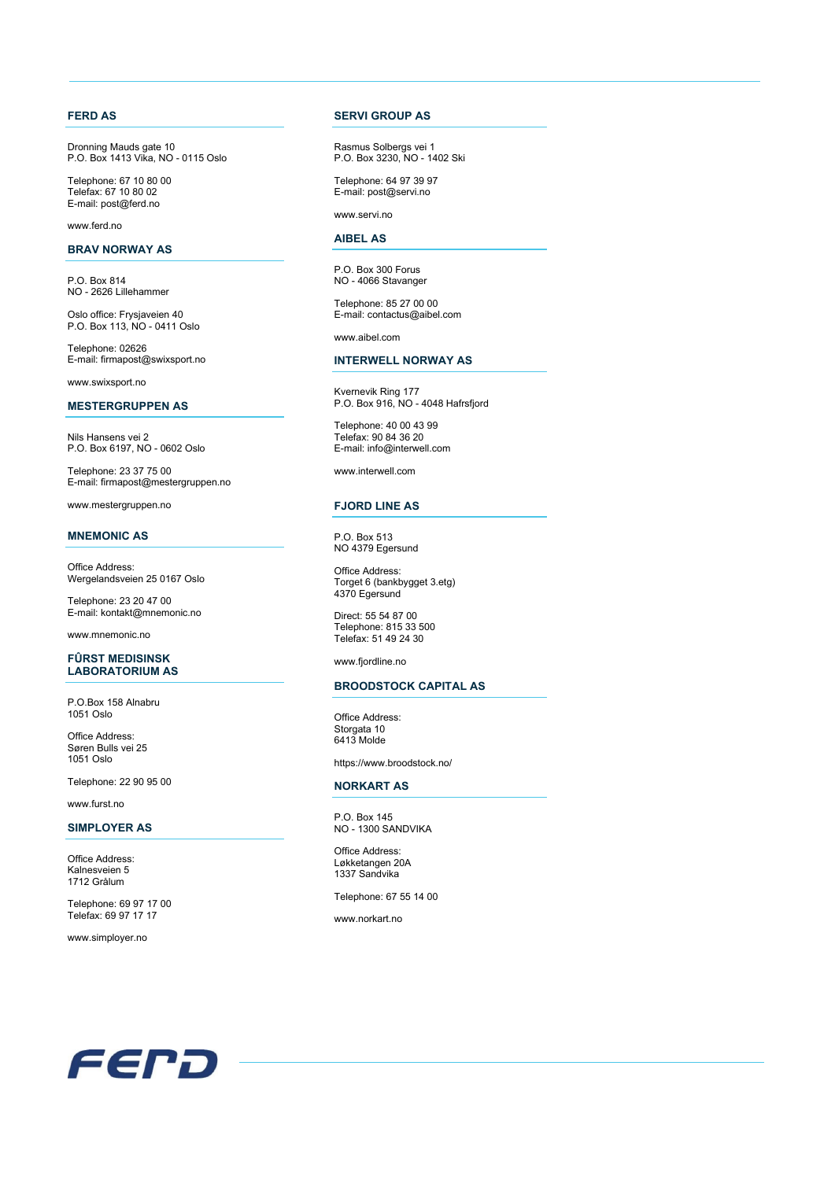## FERD AS

Dronning Mauds gate 10
P.O. Box 1413 Vika, NO - 0115 Oslo

Telephone: 67 10 80 00
Telefax: 67 10 80 02
E-mail: post@ferd.no

www.ferd.no

## BRAV NORWAY AS

P.O. Box 814
NO - 2626 Lillehammer

Oslo office: Frysjaveien 40
P.O. Box 113, NO - 0411 Oslo

Telephone: 02626
E-mail: firmapost@swixsport.no

www.swixsport.no

## MESTERGRUPPEN AS

Nils Hansens vei 2
P.O. Box 6197, NO - 0602 Oslo

Telephone: 23 37 75 00
E-mail: firmapost@mestergruppen.no

www.mestergruppen.no

## MNEMONIC AS

Office Address:
Wergelandsveien 25 0167 Oslo

Telephone: 23 20 47 00
E-mail: kontakt@mnemonic.no

www.mnemonic.no

## FÜRST MEDISINSK LABORATORIUM AS

P.O.Box 158 Alnabru
1051 Oslo

Office Address:
Søren Bulls vei 25
1051 Oslo

Telephone: 22 90 95 00

www.furst.no

## SIMPLOYER AS

Office Address:
Kalnesveien 5
1712 Grålum

Telephone: 69 97 17 00
Telefax: 69 97 17 17

www.simployer.no

## SERVI GROUP AS

Rasmus Solbergs vei 1
P.O. Box 3230, NO - 1402 Ski

Telephone: 64 97 39 97
E-mail: post@servi.no

www.servi.no

## AIBEL AS

P.O. Box 300 Forus
NO - 4066 Stavanger

Telephone: 85 27 00 00
E-mail: contactus@aibel.com

www.aibel.com

## INTERWELL NORWAY AS

Kvernevik Ring 177
P.O. Box 916, NO - 4048 Hafrsfjord

Telephone: 40 00 43 99
Telefax: 90 84 36 20
E-mail: info@interwell.com

www.interwell.com

## FJORD LINE AS

P.O. Box 513
NO 4379 Egersund

Office Address:
Torget 6 (bankbygget 3.etg)
4370 Egersund

Direct: 55 54 87 00
Telephone: 815 33 500
Telefax: 51 49 24 30

www.fjordline.no

## BROODSTOCK CAPITAL AS

Office Address:
Storgata 10
6413 Molde

https://www.broodstock.no/

## NORKART AS

P.O. Box 145
NO - 1300 SANDVIKA

Office Address:
Løkketangen 20A
1337 Sandvika

Telephone: 67 55 14 00

www.norkart.no